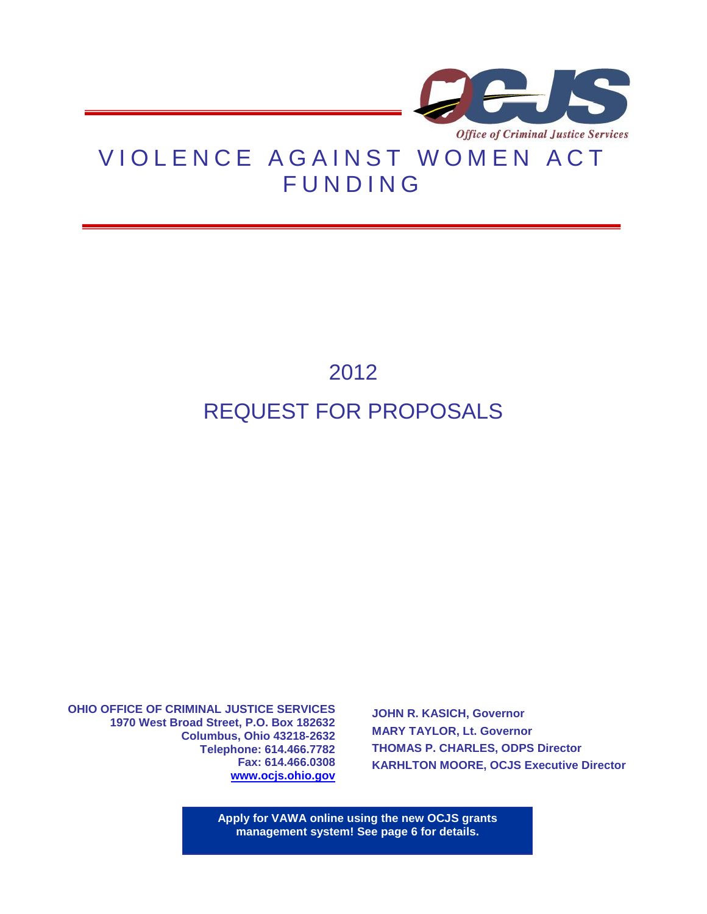Office of Criminal Justice Services

# VIOLENCE AGAINST WOMEN ACT FUNDING

## 2012

## REQUEST FOR PROPOSALS

**OHIO OFFICE OF CRIMINAL JUSTICE SERVICES**
**1970 West Broad Street, P.O. Box 182632**
**Columbus, Ohio 43218-2632**
**Telephone: 614.466.7782**
**Fax: 614.466.0308**
**www.ocjs.ohio.gov**

**JOHN R. KASICH, Governor**
**MARY TAYLOR, Lt. Governor**
**THOMAS P. CHARLES, ODPS Director**
**KARHLTON MOORE, OCJS Executive Director**

**Apply for VAWA online using the new OCJS grants management system! See page 6 for details.**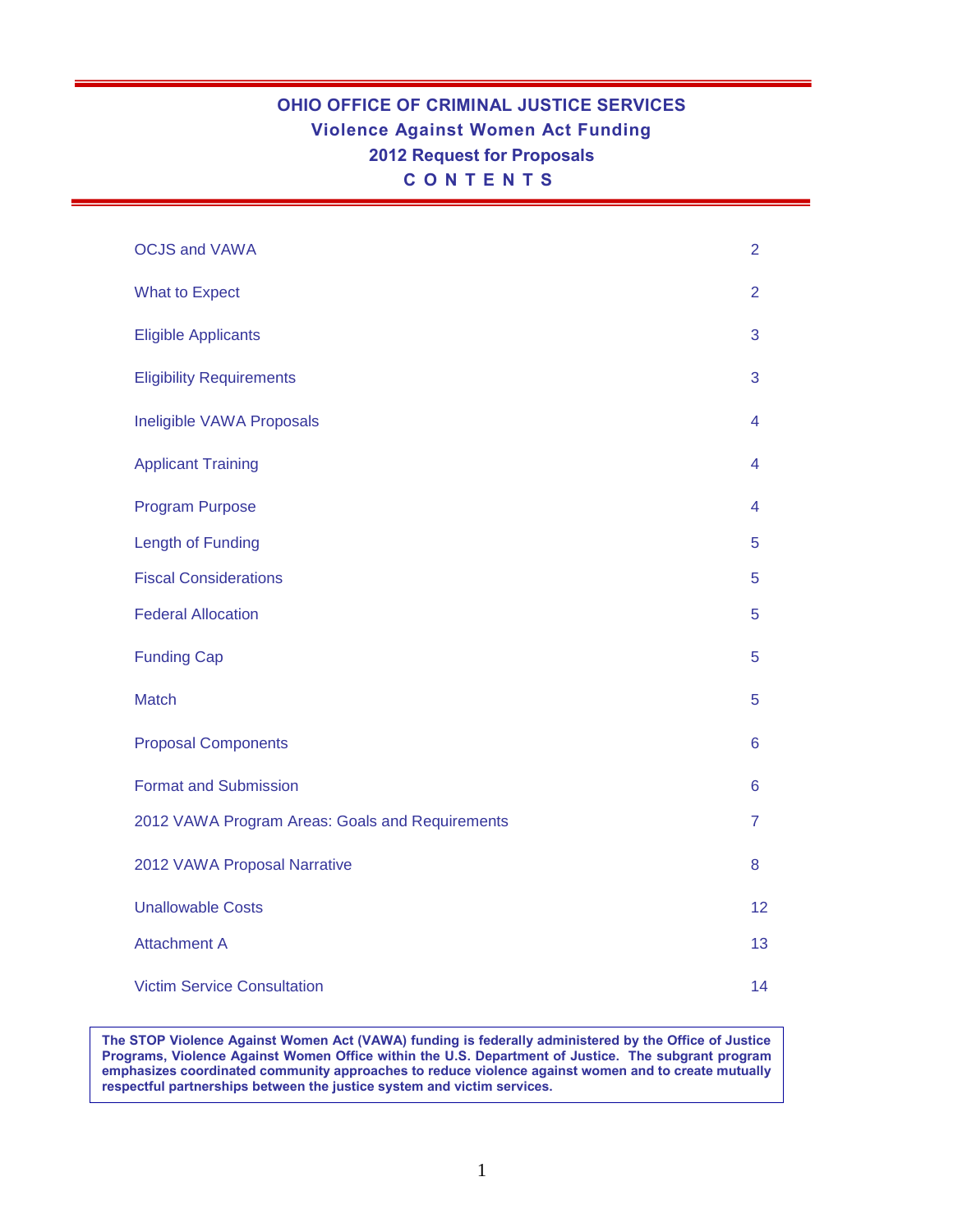# OHIO OFFICE OF CRIMINAL JUSTICE SERVICES
## Violence Against Women Act Funding
## 2012 Request for Proposals
## CONTENTS

| | |
|---|---|
| OCJS and VAWA | 2 |
| What to Expect | 2 |
| Eligible Applicants | 3 |
| Eligibility Requirements | 3 |
| Ineligible VAWA Proposals | 4 |
| Applicant Training | 4 |
| Program Purpose | 4 |
| Length of Funding | 5 |
| Fiscal Considerations | 5 |
| Federal Allocation | 5 |
| Funding Cap | 5 |
| Match | 5 |
| Proposal Components | 6 |
| Format and Submission | 6 |
| 2012 VAWA Program Areas: Goals and Requirements | 7 |
| 2012 VAWA Proposal Narrative | 8 |
| Unallowable Costs | 12 |
| Attachment A | 13 |
| Victim Service Consultation | 14 |

**The STOP Violence Against Women Act (VAWA) funding is federally administered by the Office of Justice Programs, Violence Against Women Office within the U.S. Department of Justice. The subgrant program emphasizes coordinated community approaches to reduce violence against women and to create mutually respectful partnerships between the justice system and victim services.**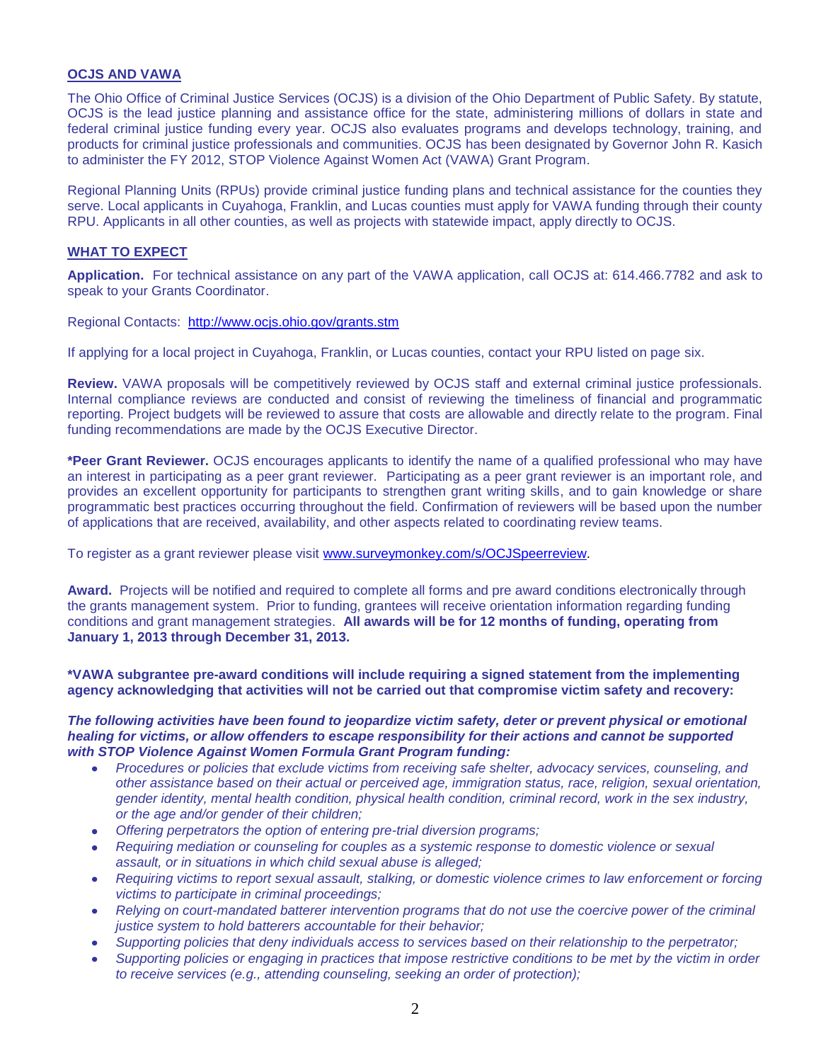## OCJS AND VAWA

The Ohio Office of Criminal Justice Services (OCJS) is a division of the Ohio Department of Public Safety. By statute, OCJS is the lead justice planning and assistance office for the state, administering millions of dollars in state and federal criminal justice funding every year. OCJS also evaluates programs and develops technology, training, and products for criminal justice professionals and communities. OCJS has been designated by Governor John R. Kasich to administer the FY 2012, STOP Violence Against Women Act (VAWA) Grant Program.

Regional Planning Units (RPUs) provide criminal justice funding plans and technical assistance for the counties they serve. Local applicants in Cuyahoga, Franklin, and Lucas counties must apply for VAWA funding through their county RPU. Applicants in all other counties, as well as projects with statewide impact, apply directly to OCJS.

## WHAT TO EXPECT

**Application.** For technical assistance on any part of the VAWA application, call OCJS at: 614.466.7782 and ask to speak to your Grants Coordinator.

Regional Contacts: http://www.ocjs.ohio.gov/grants.stm

If applying for a local project in Cuyahoga, Franklin, or Lucas counties, contact your RPU listed on page six.

**Review.** VAWA proposals will be competitively reviewed by OCJS staff and external criminal justice professionals. Internal compliance reviews are conducted and consist of reviewing the timeliness of financial and programmatic reporting. Project budgets will be reviewed to assure that costs are allowable and directly relate to the program. Final funding recommendations are made by the OCJS Executive Director.

**\*Peer Grant Reviewer.** OCJS encourages applicants to identify the name of a qualified professional who may have an interest in participating as a peer grant reviewer. Participating as a peer grant reviewer is an important role, and provides an excellent opportunity for participants to strengthen grant writing skills, and to gain knowledge or share programmatic best practices occurring throughout the field. Confirmation of reviewers will be based upon the number of applications that are received, availability, and other aspects related to coordinating review teams.

To register as a grant reviewer please visit www.surveymonkey.com/s/OCJSpeerreview.

**Award.** Projects will be notified and required to complete all forms and pre award conditions electronically through the grants management system. Prior to funding, grantees will receive orientation information regarding funding conditions and grant management strategies. **All awards will be for 12 months of funding, operating from January 1, 2013 through December 31, 2013.**

**\*VAWA subgrantee pre-award conditions will include requiring a signed statement from the implementing agency acknowledging that activities will not be carried out that compromise victim safety and recovery:**

***The following activities have been found to jeopardize victim safety, deter or prevent physical or emotional healing for victims, or allow offenders to escape responsibility for their actions and cannot be supported with STOP Violence Against Women Formula Grant Program funding:***

- *Procedures or policies that exclude victims from receiving safe shelter, advocacy services, counseling, and other assistance based on their actual or perceived age, immigration status, race, religion, sexual orientation, gender identity, mental health condition, physical health condition, criminal record, work in the sex industry, or the age and/or gender of their children;*
- *Offering perpetrators the option of entering pre-trial diversion programs;*
- *Requiring mediation or counseling for couples as a systemic response to domestic violence or sexual assault, or in situations in which child sexual abuse is alleged;*
- *Requiring victims to report sexual assault, stalking, or domestic violence crimes to law enforcement or forcing victims to participate in criminal proceedings;*
- *Relying on court-mandated batterer intervention programs that do not use the coercive power of the criminal justice system to hold batterers accountable for their behavior;*
- *Supporting policies that deny individuals access to services based on their relationship to the perpetrator;*
- *Supporting policies or engaging in practices that impose restrictive conditions to be met by the victim in order to receive services (e.g., attending counseling, seeking an order of protection);*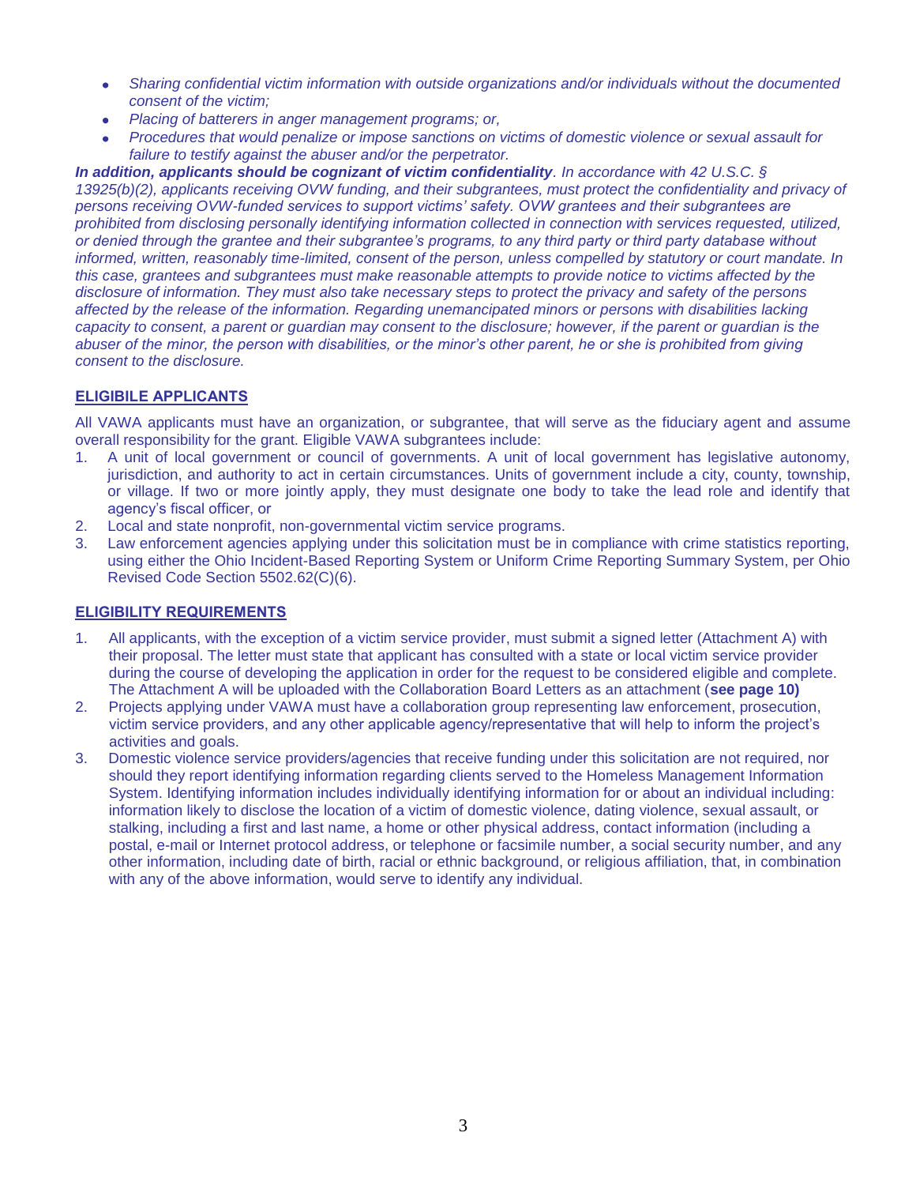- *Sharing confidential victim information with outside organizations and/or individuals without the documented consent of the victim;*
- *Placing of batterers in anger management programs; or,*
- *Procedures that would penalize or impose sanctions on victims of domestic violence or sexual assault for failure to testify against the abuser and/or the perpetrator.*

***In addition, applicants should be cognizant of victim confidentiality**. In accordance with 42 U.S.C. § 13925(b)(2), applicants receiving OVW funding, and their subgrantees, must protect the confidentiality and privacy of persons receiving OVW-funded services to support victims' safety. OVW grantees and their subgrantees are prohibited from disclosing personally identifying information collected in connection with services requested, utilized, or denied through the grantee and their subgrantee's programs, to any third party or third party database without informed, written, reasonably time-limited, consent of the person, unless compelled by statutory or court mandate. In this case, grantees and subgrantees must make reasonable attempts to provide notice to victims affected by the disclosure of information. They must also take necessary steps to protect the privacy and safety of the persons affected by the release of the information. Regarding unemancipated minors or persons with disabilities lacking capacity to consent, a parent or guardian may consent to the disclosure; however, if the parent or guardian is the abuser of the minor, the person with disabilities, or the minor's other parent, he or she is prohibited from giving consent to the disclosure.*

## ELIGIBILE APPLICANTS

All VAWA applicants must have an organization, or subgrantee, that will serve as the fiduciary agent and assume overall responsibility for the grant. Eligible VAWA subgrantees include:

1. A unit of local government or council of governments. A unit of local government has legislative autonomy, jurisdiction, and authority to act in certain circumstances. Units of government include a city, county, township, or village. If two or more jointly apply, they must designate one body to take the lead role and identify that agency's fiscal officer, or
2. Local and state nonprofit, non-governmental victim service programs.
3. Law enforcement agencies applying under this solicitation must be in compliance with crime statistics reporting, using either the Ohio Incident-Based Reporting System or Uniform Crime Reporting Summary System, per Ohio Revised Code Section 5502.62(C)(6).

## ELIGIBILITY REQUIREMENTS

1. All applicants, with the exception of a victim service provider, must submit a signed letter (Attachment A) with their proposal. The letter must state that applicant has consulted with a state or local victim service provider during the course of developing the application in order for the request to be considered eligible and complete. The Attachment A will be uploaded with the Collaboration Board Letters as an attachment (**see page 10)**
2. Projects applying under VAWA must have a collaboration group representing law enforcement, prosecution, victim service providers, and any other applicable agency/representative that will help to inform the project's activities and goals.
3. Domestic violence service providers/agencies that receive funding under this solicitation are not required, nor should they report identifying information regarding clients served to the Homeless Management Information System. Identifying information includes individually identifying information for or about an individual including: information likely to disclose the location of a victim of domestic violence, dating violence, sexual assault, or stalking, including a first and last name, a home or other physical address, contact information (including a postal, e-mail or Internet protocol address, or telephone or facsimile number, a social security number, and any other information, including date of birth, racial or ethnic background, or religious affiliation, that, in combination with any of the above information, would serve to identify any individual.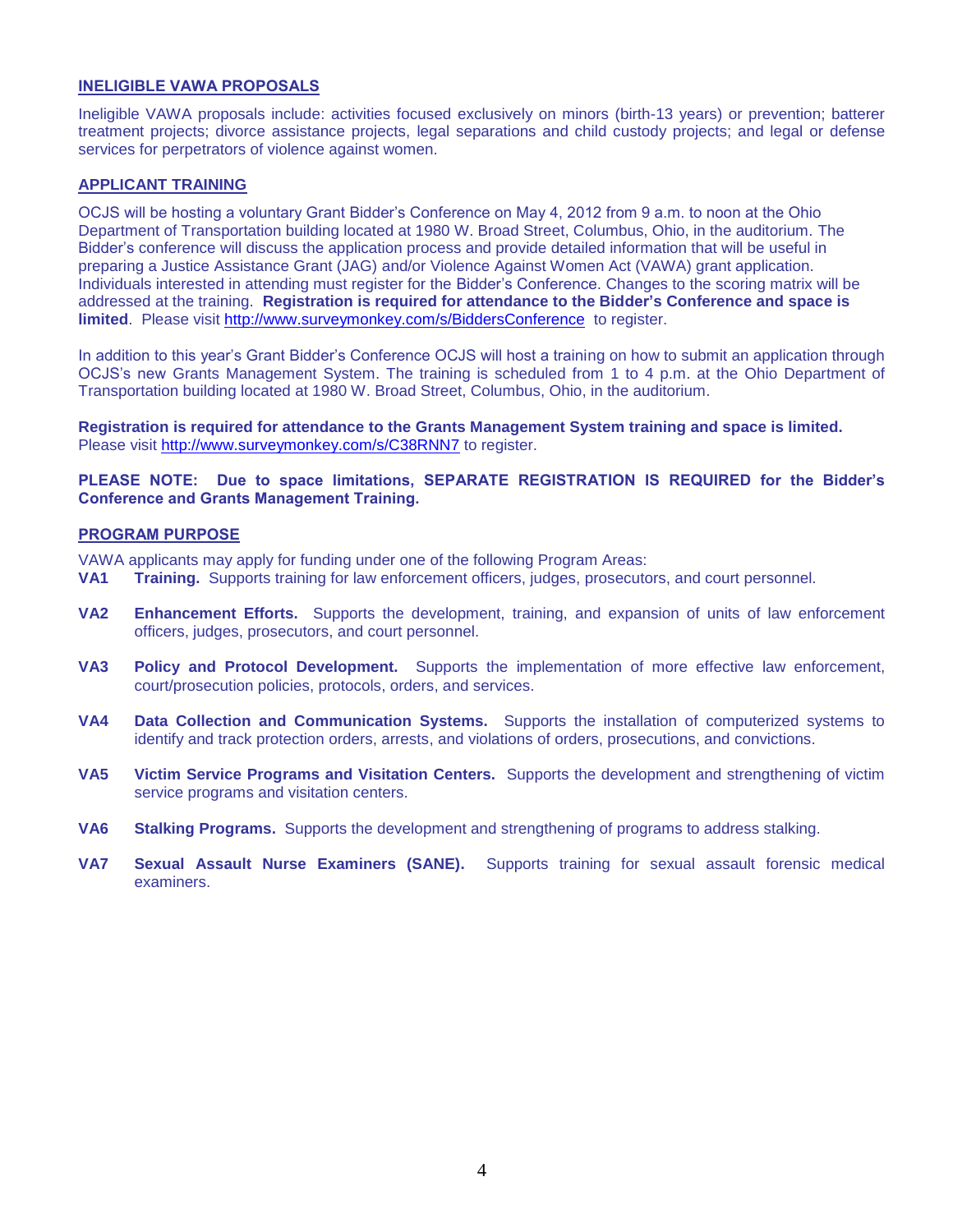## INELIGIBLE VAWA PROPOSALS

Ineligible VAWA proposals include: activities focused exclusively on minors (birth-13 years) or prevention; batterer treatment projects; divorce assistance projects, legal separations and child custody projects; and legal or defense services for perpetrators of violence against women.

## APPLICANT TRAINING

OCJS will be hosting a voluntary Grant Bidder's Conference on May 4, 2012 from 9 a.m. to noon at the Ohio Department of Transportation building located at 1980 W. Broad Street, Columbus, Ohio, in the auditorium. The Bidder's conference will discuss the application process and provide detailed information that will be useful in preparing a Justice Assistance Grant (JAG) and/or Violence Against Women Act (VAWA) grant application. Individuals interested in attending must register for the Bidder's Conference. Changes to the scoring matrix will be addressed at the training. **Registration is required for attendance to the Bidder's Conference and space is limited**. Please visit http://www.surveymonkey.com/s/BiddersConference to register.

In addition to this year's Grant Bidder's Conference OCJS will host a training on how to submit an application through OCJS's new Grants Management System. The training is scheduled from 1 to 4 p.m. at the Ohio Department of Transportation building located at 1980 W. Broad Street, Columbus, Ohio, in the auditorium.

**Registration is required for attendance to the Grants Management System training and space is limited.** Please visit http://www.surveymonkey.com/s/C38RNN7 to register.

**PLEASE NOTE: Due to space limitations, SEPARATE REGISTRATION IS REQUIRED for the Bidder's Conference and Grants Management Training.**

## PROGRAM PURPOSE

VAWA applicants may apply for funding under one of the following Program Areas:

**VA1** **Training.** Supports training for law enforcement officers, judges, prosecutors, and court personnel.

**VA2** **Enhancement Efforts.** Supports the development, training, and expansion of units of law enforcement officers, judges, prosecutors, and court personnel.

**VA3** **Policy and Protocol Development.** Supports the implementation of more effective law enforcement, court/prosecution policies, protocols, orders, and services.

**VA4** **Data Collection and Communication Systems.** Supports the installation of computerized systems to identify and track protection orders, arrests, and violations of orders, prosecutions, and convictions.

**VA5** **Victim Service Programs and Visitation Centers.** Supports the development and strengthening of victim service programs and visitation centers.

**VA6** **Stalking Programs.** Supports the development and strengthening of programs to address stalking.

**VA7** **Sexual Assault Nurse Examiners (SANE).** Supports training for sexual assault forensic medical examiners.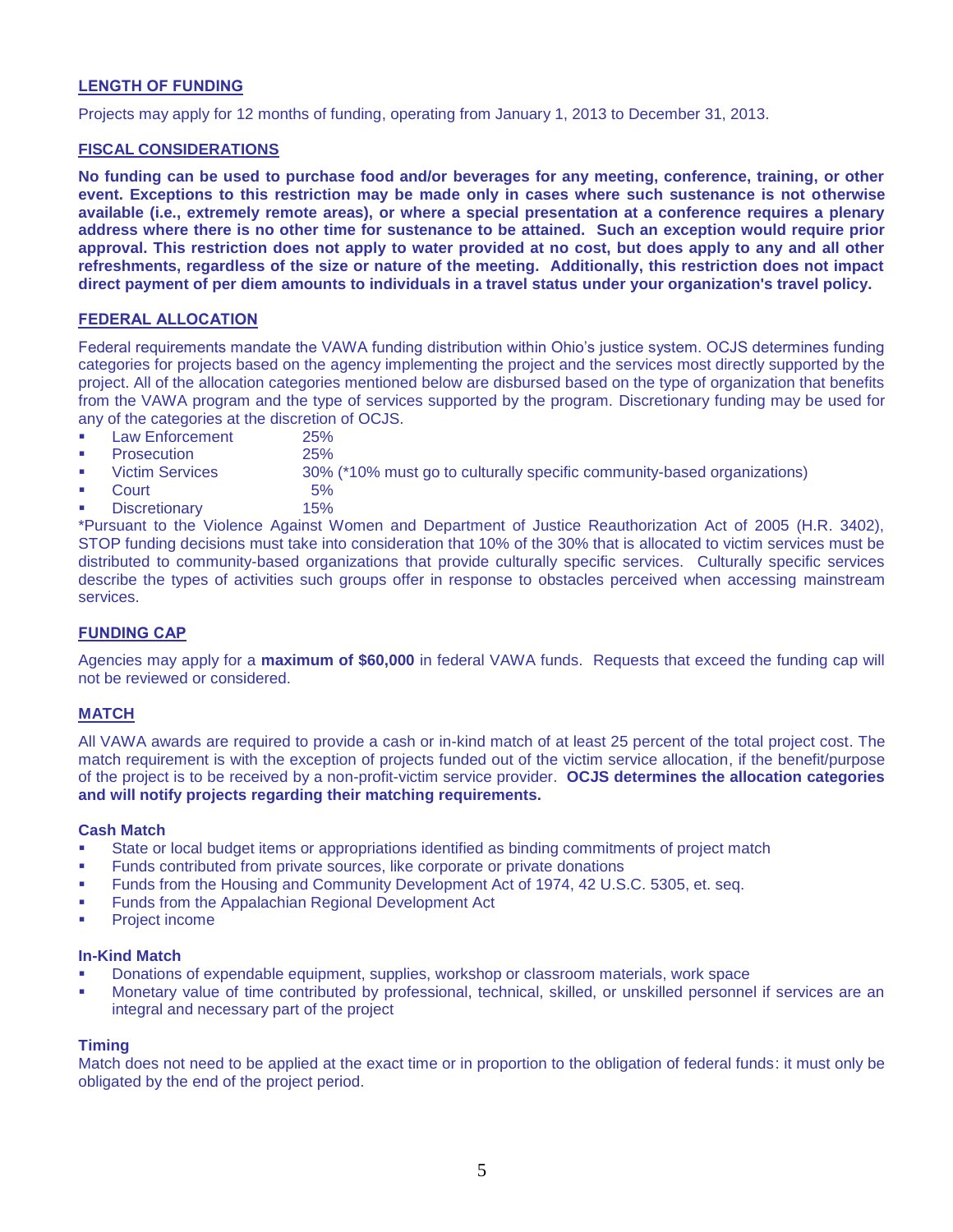## LENGTH OF FUNDING

Projects may apply for 12 months of funding, operating from January 1, 2013 to December 31, 2013.

## FISCAL CONSIDERATIONS

**No funding can be used to purchase food and/or beverages for any meeting, conference, training, or other event. Exceptions to this restriction may be made only in cases where such sustenance is not otherwise available (i.e., extremely remote areas), or where a special presentation at a conference requires a plenary address where there is no other time for sustenance to be attained. Such an exception would require prior approval. This restriction does not apply to water provided at no cost, but does apply to any and all other refreshments, regardless of the size or nature of the meeting. Additionally, this restriction does not impact direct payment of per diem amounts to individuals in a travel status under your organization's travel policy.**

## FEDERAL ALLOCATION

Federal requirements mandate the VAWA funding distribution within Ohio's justice system. OCJS determines funding categories for projects based on the agency implementing the project and the services most directly supported by the project. All of the allocation categories mentioned below are disbursed based on the type of organization that benefits from the VAWA program and the type of services supported by the program. Discretionary funding may be used for any of the categories at the discretion of OCJS.

- Law Enforcement 25%
- Prosecution 25%
- Victim Services 30% (*10% must go to culturally specific community-based organizations)
- Court 5%
- Discretionary 15%

*Pursuant to the Violence Against Women and Department of Justice Reauthorization Act of 2005 (H.R. 3402), STOP funding decisions must take into consideration that 10% of the 30% that is allocated to victim services must be distributed to community-based organizations that provide culturally specific services. Culturally specific services describe the types of activities such groups offer in response to obstacles perceived when accessing mainstream services.

## FUNDING CAP

Agencies may apply for a **maximum of $60,000** in federal VAWA funds. Requests that exceed the funding cap will not be reviewed or considered.

## MATCH

All VAWA awards are required to provide a cash or in-kind match of at least 25 percent of the total project cost. The match requirement is with the exception of projects funded out of the victim service allocation, if the benefit/purpose of the project is to be received by a non-profit-victim service provider. **OCJS determines the allocation categories and will notify projects regarding their matching requirements.**

### Cash Match

- State or local budget items or appropriations identified as binding commitments of project match
- Funds contributed from private sources, like corporate or private donations
- Funds from the Housing and Community Development Act of 1974, 42 U.S.C. 5305, et. seq.
- Funds from the Appalachian Regional Development Act
- Project income

### In-Kind Match

- Donations of expendable equipment, supplies, workshop or classroom materials, work space
- Monetary value of time contributed by professional, technical, skilled, or unskilled personnel if services are an integral and necessary part of the project

### Timing

Match does not need to be applied at the exact time or in proportion to the obligation of federal funds: it must only be obligated by the end of the project period.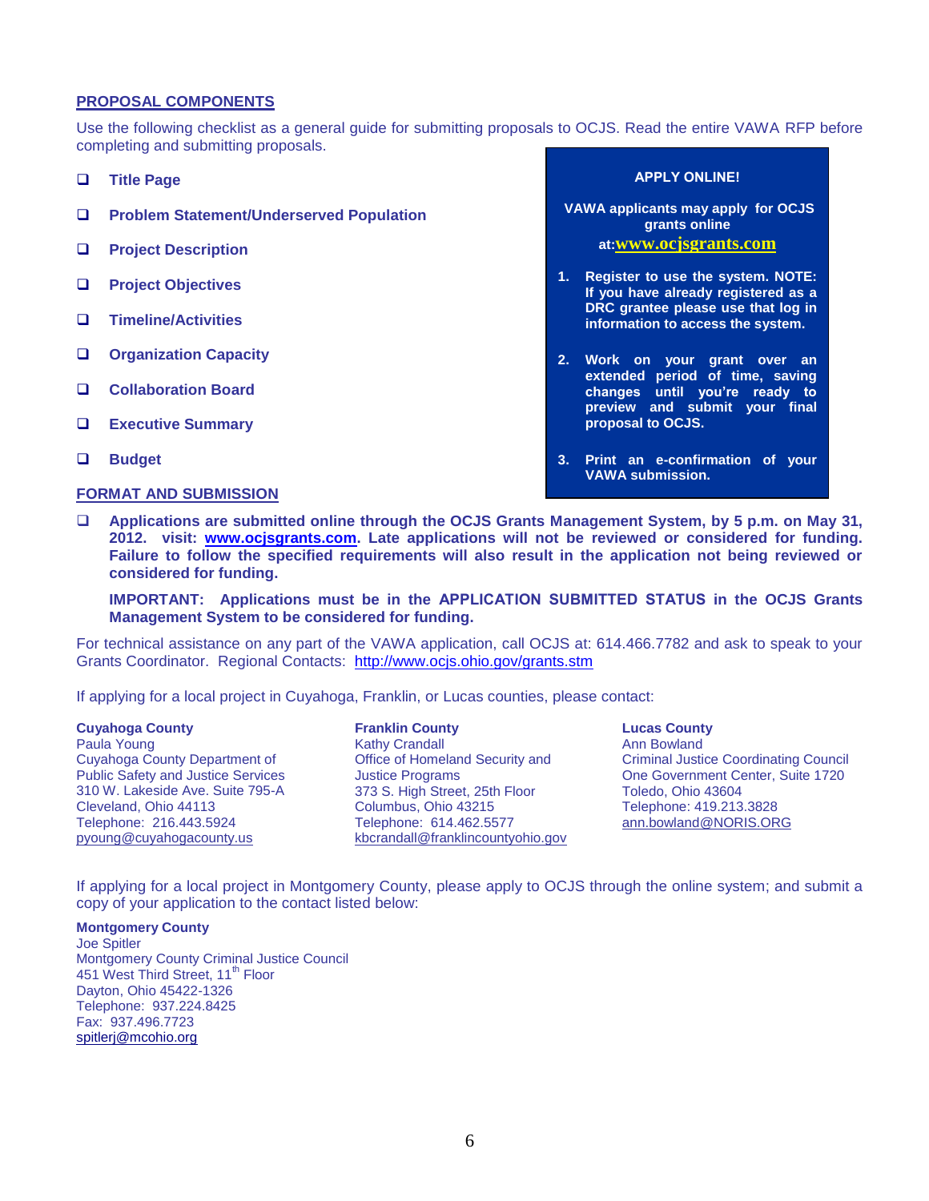## PROPOSAL COMPONENTS

Use the following checklist as a general guide for submitting proposals to OCJS. Read the entire VAWA RFP before completing and submitting proposals.

- ❑ **Title Page**
- ❑ **Problem Statement/Underserved Population**
- ❑ **Project Description**
- ❑ **Project Objectives**
- ❑ **Timeline/Activities**
- ❑ **Organization Capacity**
- ❑ **Collaboration Board**
- ❑ **Executive Summary**
- ❑ **Budget**

**APPLY ONLINE!**

**VAWA applicants may apply for OCJS grants online at: www.ocjsgrants.com**

1. **Register to use the system. NOTE: If you have already registered as a DRC grantee please use that log in information to access the system.**
2. **Work on your grant over an extended period of time, saving changes until you're ready to preview and submit your final proposal to OCJS.**
3. **Print an e-confirmation of your VAWA submission.**

## FORMAT AND SUBMISSION

- ❑ **Applications are submitted online through the OCJS Grants Management System, by 5 p.m. on May 31, 2012. visit: www.ocjsgrants.com. Late applications will not be reviewed or considered for funding. Failure to follow the specified requirements will also result in the application not being reviewed or considered for funding.**

  **IMPORTANT: Applications must be in the APPLICATION SUBMITTED STATUS in the OCJS Grants Management System to be considered for funding.**

For technical assistance on any part of the VAWA application, call OCJS at: 614.466.7782 and ask to speak to your Grants Coordinator. Regional Contacts: http://www.ocjs.ohio.gov/grants.stm

If applying for a local project in Cuyahoga, Franklin, or Lucas counties, please contact:

**Cuyahoga County**
Paula Young
Cuyahoga County Department of Public Safety and Justice Services
310 W. Lakeside Ave. Suite 795-A
Cleveland, Ohio 44113
Telephone: 216.443.5924
pyoung@cuyahogacounty.us

**Franklin County**
Kathy Crandall
Office of Homeland Security and Justice Programs
373 S. High Street, 25th Floor
Columbus, Ohio 43215
Telephone: 614.462.5577
kbcrandall@franklincountyohio.gov

**Lucas County**
Ann Bowland
Criminal Justice Coordinating Council
One Government Center, Suite 1720
Toledo, Ohio 43604
Telephone: 419.213.3828
ann.bowland@NORIS.ORG

If applying for a local project in Montgomery County, please apply to OCJS through the online system; and submit a copy of your application to the contact listed below:

**Montgomery County**
Joe Spitler
Montgomery County Criminal Justice Council
451 West Third Street, 11th Floor
Dayton, Ohio 45422-1326
Telephone: 937.224.8425
Fax: 937.496.7723
spitlerj@mcohio.org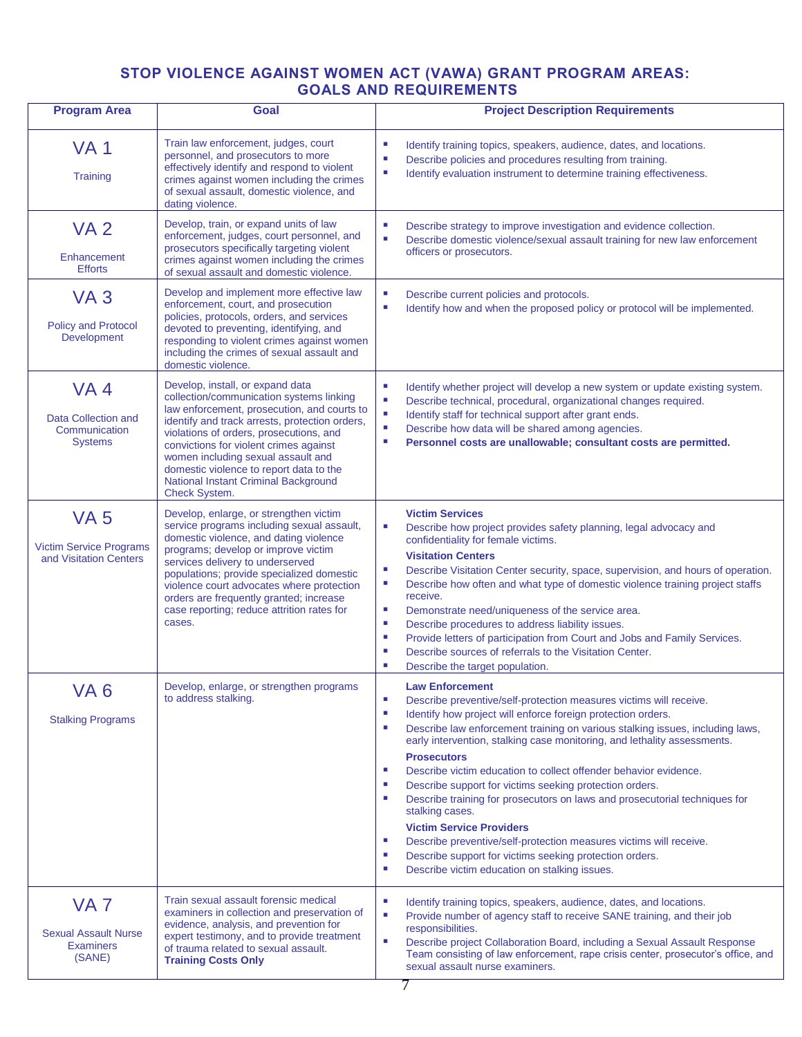## STOP VIOLENCE AGAINST WOMEN ACT (VAWA) GRANT PROGRAM AREAS: GOALS AND REQUIREMENTS

| Program Area | Goal | Project Description Requirements |
|---|---|---|
| VA 1<br>Training | Train law enforcement, judges, court personnel, and prosecutors to more effectively identify and respond to violent crimes against women including the crimes of sexual assault, domestic violence, and dating violence. | ▪ Identify training topics, speakers, audience, dates, and locations.<br>▪ Describe policies and procedures resulting from training.<br>▪ Identify evaluation instrument to determine training effectiveness. |
| VA 2<br>Enhancement Efforts | Develop, train, or expand units of law enforcement, judges, court personnel, and prosecutors specifically targeting violent crimes against women including the crimes of sexual assault and domestic violence. | ▪ Describe strategy to improve investigation and evidence collection.<br>▪ Describe domestic violence/sexual assault training for new law enforcement officers or prosecutors. |
| VA 3<br>Policy and Protocol Development | Develop and implement more effective law enforcement, court, and prosecution policies, protocols, orders, and services devoted to preventing, identifying, and responding to violent crimes against women including the crimes of sexual assault and domestic violence. | ▪ Describe current policies and protocols.<br>▪ Identify how and when the proposed policy or protocol will be implemented. |
| VA 4<br>Data Collection and Communication Systems | Develop, install, or expand data collection/communication systems linking law enforcement, prosecution, and courts to identify and track arrests, protection orders, violations of orders, prosecutions, and convictions for violent crimes against women including sexual assault and domestic violence to report data to the National Instant Criminal Background Check System. | ▪ Identify whether project will develop a new system or update existing system.<br>▪ Describe technical, procedural, organizational changes required.<br>▪ Identify staff for technical support after grant ends.<br>▪ Describe how data will be shared among agencies.<br>▪ **Personnel costs are unallowable; consultant costs are permitted.** |
| VA 5<br>Victim Service Programs and Visitation Centers | Develop, enlarge, or strengthen victim service programs including sexual assault, domestic violence, and dating violence programs; develop or improve victim services delivery to underserved populations; provide specialized domestic violence court advocates where protection orders are frequently granted; increase case reporting; reduce attrition rates for cases. | **Victim Services**<br>▪ Describe how project provides safety planning, legal advocacy and confidentiality for female victims.<br>**Visitation Centers**<br>▪ Describe Visitation Center security, space, supervision, and hours of operation.<br>▪ Describe how often and what type of domestic violence training project staffs receive.<br>▪ Demonstrate need/uniqueness of the service area.<br>▪ Describe procedures to address liability issues.<br>▪ Provide letters of participation from Court and Jobs and Family Services.<br>▪ Describe sources of referrals to the Visitation Center.<br>▪ Describe the target population. |
| VA 6<br>Stalking Programs | Develop, enlarge, or strengthen programs to address stalking. | **Law Enforcement**<br>▪ Describe preventive/self-protection measures victims will receive.<br>▪ Identify how project will enforce foreign protection orders.<br>▪ Describe law enforcement training on various stalking issues, including laws, early intervention, stalking case monitoring, and lethality assessments.<br>**Prosecutors**<br>▪ Describe victim education to collect offender behavior evidence.<br>▪ Describe support for victims seeking protection orders.<br>▪ Describe training for prosecutors on laws and prosecutorial techniques for stalking cases.<br>**Victim Service Providers**<br>▪ Describe preventive/self-protection measures victims will receive.<br>▪ Describe support for victims seeking protection orders.<br>▪ Describe victim education on stalking issues. |
| VA 7<br>Sexual Assault Nurse Examiners (SANE) | Train sexual assault forensic medical examiners in collection and preservation of evidence, analysis, and prevention for expert testimony, and to provide treatment of trauma related to sexual assault.<br>**Training Costs Only** | ▪ Identify training topics, speakers, audience, dates, and locations.<br>▪ Provide number of agency staff to receive SANE training, and their job responsibilities.<br>▪ Describe project Collaboration Board, including a Sexual Assault Response Team consisting of law enforcement, rape crisis center, prosecutor's office, and sexual assault nurse examiners. |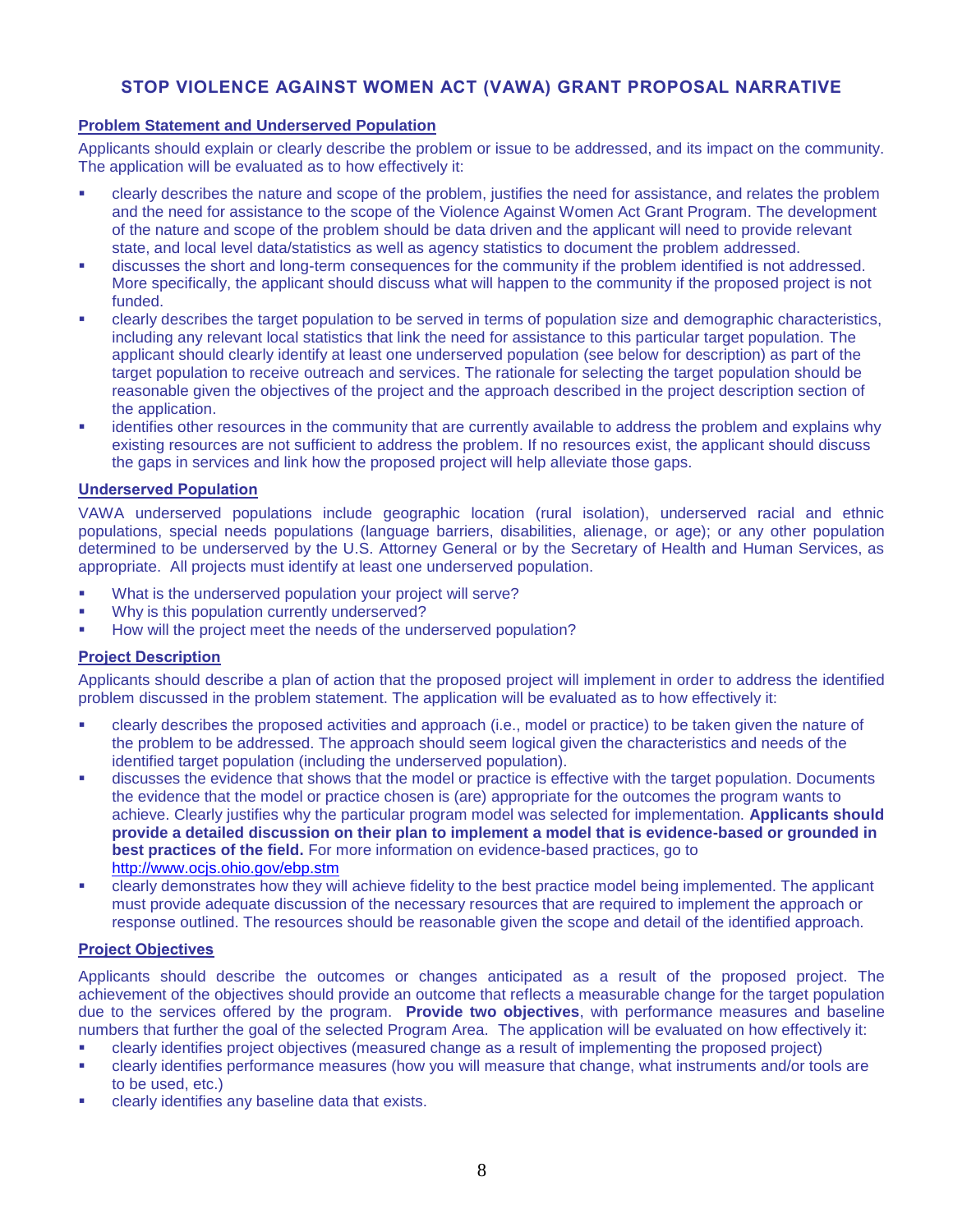# STOP VIOLENCE AGAINST WOMEN ACT (VAWA) GRANT PROPOSAL NARRATIVE

## Problem Statement and Underserved Population

Applicants should explain or clearly describe the problem or issue to be addressed, and its impact on the community. The application will be evaluated as to how effectively it:

- clearly describes the nature and scope of the problem, justifies the need for assistance, and relates the problem and the need for assistance to the scope of the Violence Against Women Act Grant Program. The development of the nature and scope of the problem should be data driven and the applicant will need to provide relevant state, and local level data/statistics as well as agency statistics to document the problem addressed.
- discusses the short and long-term consequences for the community if the problem identified is not addressed. More specifically, the applicant should discuss what will happen to the community if the proposed project is not funded.
- clearly describes the target population to be served in terms of population size and demographic characteristics, including any relevant local statistics that link the need for assistance to this particular target population. The applicant should clearly identify at least one underserved population (see below for description) as part of the target population to receive outreach and services. The rationale for selecting the target population should be reasonable given the objectives of the project and the approach described in the project description section of the application.
- identifies other resources in the community that are currently available to address the problem and explains why existing resources are not sufficient to address the problem. If no resources exist, the applicant should discuss the gaps in services and link how the proposed project will help alleviate those gaps.

## Underserved Population

VAWA underserved populations include geographic location (rural isolation), underserved racial and ethnic populations, special needs populations (language barriers, disabilities, alienage, or age); or any other population determined to be underserved by the U.S. Attorney General or by the Secretary of Health and Human Services, as appropriate. All projects must identify at least one underserved population.

- What is the underserved population your project will serve?
- Why is this population currently underserved?
- How will the project meet the needs of the underserved population?

## Project Description

Applicants should describe a plan of action that the proposed project will implement in order to address the identified problem discussed in the problem statement. The application will be evaluated as to how effectively it:

- clearly describes the proposed activities and approach (i.e., model or practice) to be taken given the nature of the problem to be addressed. The approach should seem logical given the characteristics and needs of the identified target population (including the underserved population).
- discusses the evidence that shows that the model or practice is effective with the target population. Documents the evidence that the model or practice chosen is (are) appropriate for the outcomes the program wants to achieve. Clearly justifies why the particular program model was selected for implementation. **Applicants should provide a detailed discussion on their plan to implement a model that is evidence-based or grounded in best practices of the field.** For more information on evidence-based practices, go to http://www.ocjs.ohio.gov/ebp.stm
- clearly demonstrates how they will achieve fidelity to the best practice model being implemented. The applicant must provide adequate discussion of the necessary resources that are required to implement the approach or response outlined. The resources should be reasonable given the scope and detail of the identified approach.

## Project Objectives

Applicants should describe the outcomes or changes anticipated as a result of the proposed project. The achievement of the objectives should provide an outcome that reflects a measurable change for the target population due to the services offered by the program. **Provide two objectives**, with performance measures and baseline numbers that further the goal of the selected Program Area. The application will be evaluated on how effectively it:

- clearly identifies project objectives (measured change as a result of implementing the proposed project)
- clearly identifies performance measures (how you will measure that change, what instruments and/or tools are to be used, etc.)
- clearly identifies any baseline data that exists.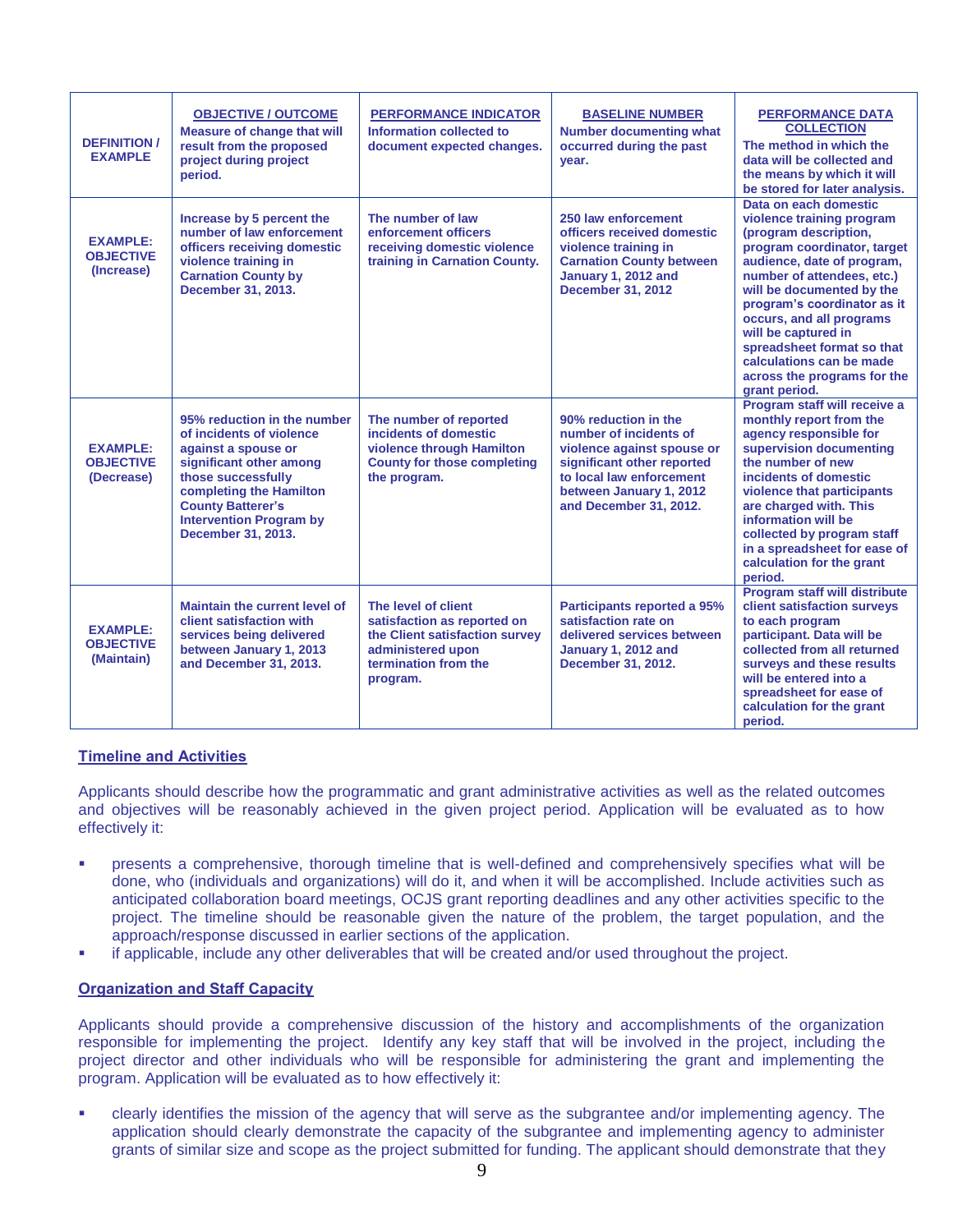| DEFINITION / EXAMPLE | **OBJECTIVE / OUTCOME** Measure of change that will result from the proposed project during project period. | **PERFORMANCE INDICATOR** Information collected to document expected changes. | **BASELINE NUMBER** Number documenting what occurred during the past year. | **PERFORMANCE DATA COLLECTION** The method in which the data will be collected and the means by which it will be stored for later analysis. |
|---|---|---|---|---|
| **EXAMPLE: OBJECTIVE** (Increase) | Increase by 5 percent the number of law enforcement officers receiving domestic violence training in Carnation County by December 31, 2013. | The number of law enforcement officers receiving domestic violence training in Carnation County. | 250 law enforcement officers received domestic violence training in Carnation County between January 1, 2012 and December 31, 2012 | Data on each domestic violence training program (program description, program coordinator, target audience, date of program, number of attendees, etc.) will be documented by the program's coordinator as it occurs, and all programs will be captured in spreadsheet format so that calculations can be made across the programs for the grant period. |
| **EXAMPLE: OBJECTIVE** (Decrease) | 95% reduction in the number of incidents of violence against a spouse or significant other among those successfully completing the Hamilton County Batterer's Intervention Program by December 31, 2013. | The number of reported incidents of domestic violence through Hamilton County for those completing the program. | 90% reduction in the number of incidents of violence against spouse or significant other reported to local law enforcement between January 1, 2012 and December 31, 2012. | Program staff will receive a monthly report from the agency responsible for supervision documenting the number of new incidents of domestic violence that participants are charged with. This information will be collected by program staff in a spreadsheet for ease of calculation for the grant period. |
| **EXAMPLE: OBJECTIVE** (Maintain) | Maintain the current level of client satisfaction with services being delivered between January 1, 2013 and December 31, 2013. | The level of client satisfaction as reported on the Client satisfaction survey administered upon termination from the program. | Participants reported a 95% satisfaction rate on delivered services between January 1, 2012 and December 31, 2012. | Program staff will distribute client satisfaction surveys to each program participant. Data will be collected from all returned surveys and these results will be entered into a spreadsheet for ease of calculation for the grant period. |

## Timeline and Activities

Applicants should describe how the programmatic and grant administrative activities as well as the related outcomes and objectives will be reasonably achieved in the given project period. Application will be evaluated as to how effectively it:

- presents a comprehensive, thorough timeline that is well-defined and comprehensively specifies what will be done, who (individuals and organizations) will do it, and when it will be accomplished. Include activities such as anticipated collaboration board meetings, OCJS grant reporting deadlines and any other activities specific to the project. The timeline should be reasonable given the nature of the problem, the target population, and the approach/response discussed in earlier sections of the application.
- if applicable, include any other deliverables that will be created and/or used throughout the project.

## Organization and Staff Capacity

Applicants should provide a comprehensive discussion of the history and accomplishments of the organization responsible for implementing the project. Identify any key staff that will be involved in the project, including the project director and other individuals who will be responsible for administering the grant and implementing the program. Application will be evaluated as to how effectively it:

- clearly identifies the mission of the agency that will serve as the subgrantee and/or implementing agency. The application should clearly demonstrate the capacity of the subgrantee and implementing agency to administer grants of similar size and scope as the project submitted for funding. The applicant should demonstrate that they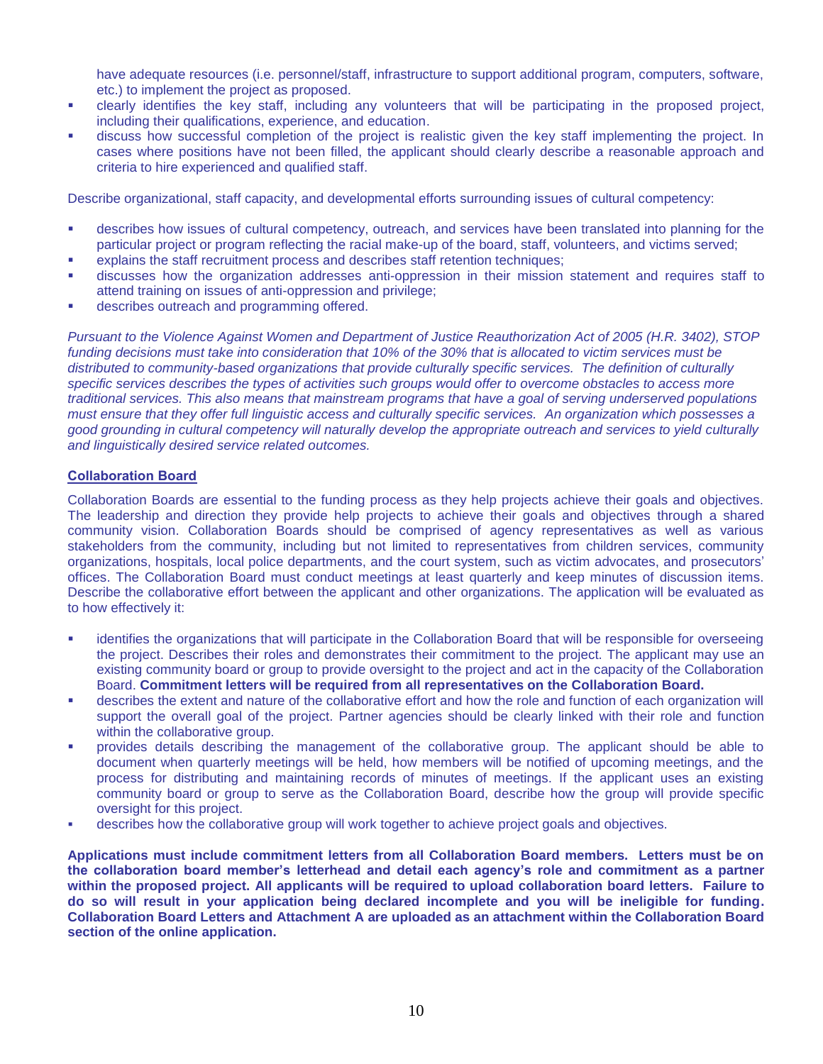have adequate resources (i.e. personnel/staff, infrastructure to support additional program, computers, software, etc.) to implement the project as proposed.

- clearly identifies the key staff, including any volunteers that will be participating in the proposed project, including their qualifications, experience, and education.
- discuss how successful completion of the project is realistic given the key staff implementing the project. In cases where positions have not been filled, the applicant should clearly describe a reasonable approach and criteria to hire experienced and qualified staff.

Describe organizational, staff capacity, and developmental efforts surrounding issues of cultural competency:

- describes how issues of cultural competency, outreach, and services have been translated into planning for the particular project or program reflecting the racial make-up of the board, staff, volunteers, and victims served;
- explains the staff recruitment process and describes staff retention techniques;
- discusses how the organization addresses anti-oppression in their mission statement and requires staff to attend training on issues of anti-oppression and privilege;
- describes outreach and programming offered.

*Pursuant to the Violence Against Women and Department of Justice Reauthorization Act of 2005 (H.R. 3402), STOP funding decisions must take into consideration that 10% of the 30% that is allocated to victim services must be distributed to community-based organizations that provide culturally specific services. The definition of culturally specific services describes the types of activities such groups would offer to overcome obstacles to access more traditional services. This also means that mainstream programs that have a goal of serving underserved populations must ensure that they offer full linguistic access and culturally specific services. An organization which possesses a good grounding in cultural competency will naturally develop the appropriate outreach and services to yield culturally and linguistically desired service related outcomes.*

## Collaboration Board

Collaboration Boards are essential to the funding process as they help projects achieve their goals and objectives. The leadership and direction they provide help projects to achieve their goals and objectives through a shared community vision. Collaboration Boards should be comprised of agency representatives as well as various stakeholders from the community, including but not limited to representatives from children services, community organizations, hospitals, local police departments, and the court system, such as victim advocates, and prosecutors' offices. The Collaboration Board must conduct meetings at least quarterly and keep minutes of discussion items. Describe the collaborative effort between the applicant and other organizations. The application will be evaluated as to how effectively it:

- identifies the organizations that will participate in the Collaboration Board that will be responsible for overseeing the project. Describes their roles and demonstrates their commitment to the project. The applicant may use an existing community board or group to provide oversight to the project and act in the capacity of the Collaboration Board. **Commitment letters will be required from all representatives on the Collaboration Board.**
- describes the extent and nature of the collaborative effort and how the role and function of each organization will support the overall goal of the project. Partner agencies should be clearly linked with their role and function within the collaborative group.
- provides details describing the management of the collaborative group. The applicant should be able to document when quarterly meetings will be held, how members will be notified of upcoming meetings, and the process for distributing and maintaining records of minutes of meetings. If the applicant uses an existing community board or group to serve as the Collaboration Board, describe how the group will provide specific oversight for this project.
- describes how the collaborative group will work together to achieve project goals and objectives.

**Applications must include commitment letters from all Collaboration Board members. Letters must be on the collaboration board member's letterhead and detail each agency's role and commitment as a partner within the proposed project. All applicants will be required to upload collaboration board letters. Failure to do so will result in your application being declared incomplete and you will be ineligible for funding. Collaboration Board Letters and Attachment A are uploaded as an attachment within the Collaboration Board section of the online application.**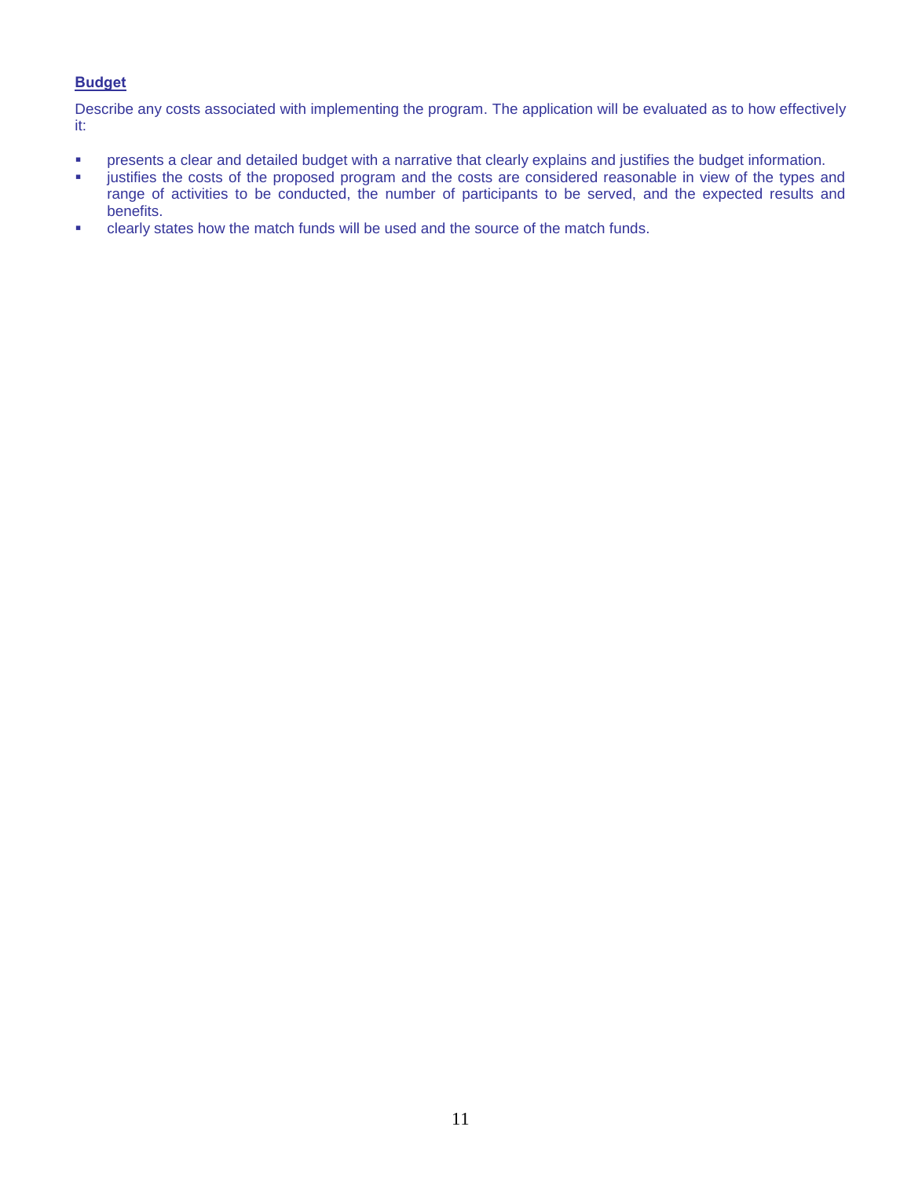**Budget**

Describe any costs associated with implementing the program. The application will be evaluated as to how effectively it:

- presents a clear and detailed budget with a narrative that clearly explains and justifies the budget information.
- justifies the costs of the proposed program and the costs are considered reasonable in view of the types and range of activities to be conducted, the number of participants to be served, and the expected results and benefits.
- clearly states how the match funds will be used and the source of the match funds.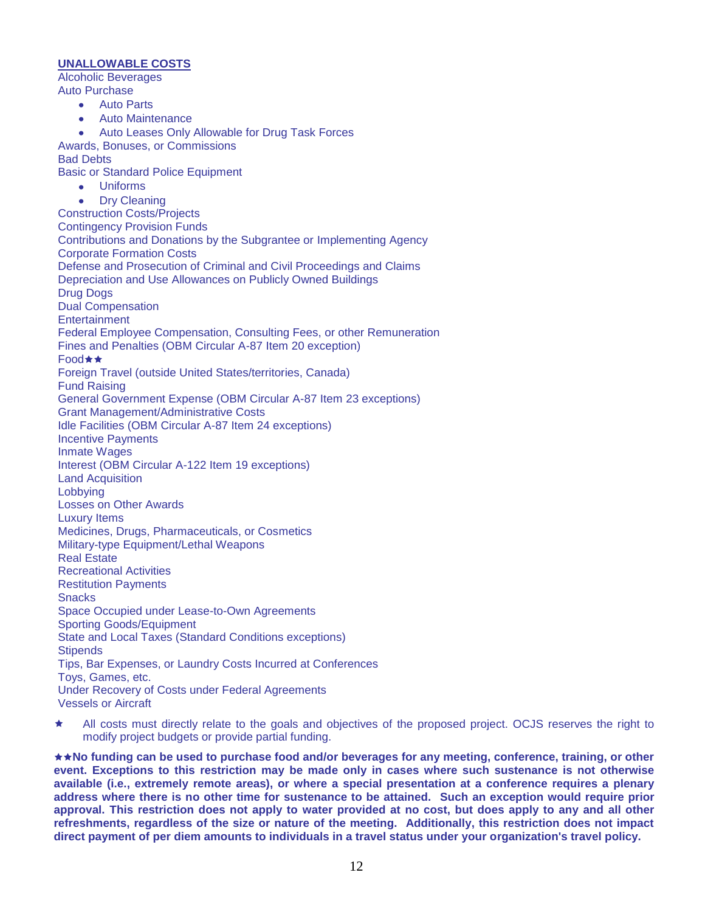**UNALLOWABLE COSTS**

Alcoholic Beverages
Auto Purchase

- Auto Parts
- Auto Maintenance
- Auto Leases Only Allowable for Drug Task Forces

Awards, Bonuses, or Commissions
Bad Debts
Basic or Standard Police Equipment

- Uniforms
- Dry Cleaning

Construction Costs/Projects
Contingency Provision Funds
Contributions and Donations by the Subgrantee or Implementing Agency
Corporate Formation Costs
Defense and Prosecution of Criminal and Civil Proceedings and Claims
Depreciation and Use Allowances on Publicly Owned Buildings
Drug Dogs
Dual Compensation
Entertainment
Federal Employee Compensation, Consulting Fees, or other Remuneration
Fines and Penalties (OBM Circular A-87 Item 20 exception)
Food★★
Foreign Travel (outside United States/territories, Canada)
Fund Raising
General Government Expense (OBM Circular A-87 Item 23 exceptions)
Grant Management/Administrative Costs
Idle Facilities (OBM Circular A-87 Item 24 exceptions)
Incentive Payments
Inmate Wages
Interest (OBM Circular A-122 Item 19 exceptions)
Land Acquisition
Lobbying
Losses on Other Awards
Luxury Items
Medicines, Drugs, Pharmaceuticals, or Cosmetics
Military-type Equipment/Lethal Weapons
Real Estate
Recreational Activities
Restitution Payments
Snacks
Space Occupied under Lease-to-Own Agreements
Sporting Goods/Equipment
State and Local Taxes (Standard Conditions exceptions)
Stipends
Tips, Bar Expenses, or Laundry Costs Incurred at Conferences
Toys, Games, etc.
Under Recovery of Costs under Federal Agreements
Vessels or Aircraft

★ All costs must directly relate to the goals and objectives of the proposed project. OCJS reserves the right to modify project budgets or provide partial funding.

**★★No funding can be used to purchase food and/or beverages for any meeting, conference, training, or other event. Exceptions to this restriction may be made only in cases where such sustenance is not otherwise available (i.e., extremely remote areas), or where a special presentation at a conference requires a plenary address where there is no other time for sustenance to be attained. Such an exception would require prior approval. This restriction does not apply to water provided at no cost, but does apply to any and all other refreshments, regardless of the size or nature of the meeting. Additionally, this restriction does not impact direct payment of per diem amounts to individuals in a travel status under your organization's travel policy.**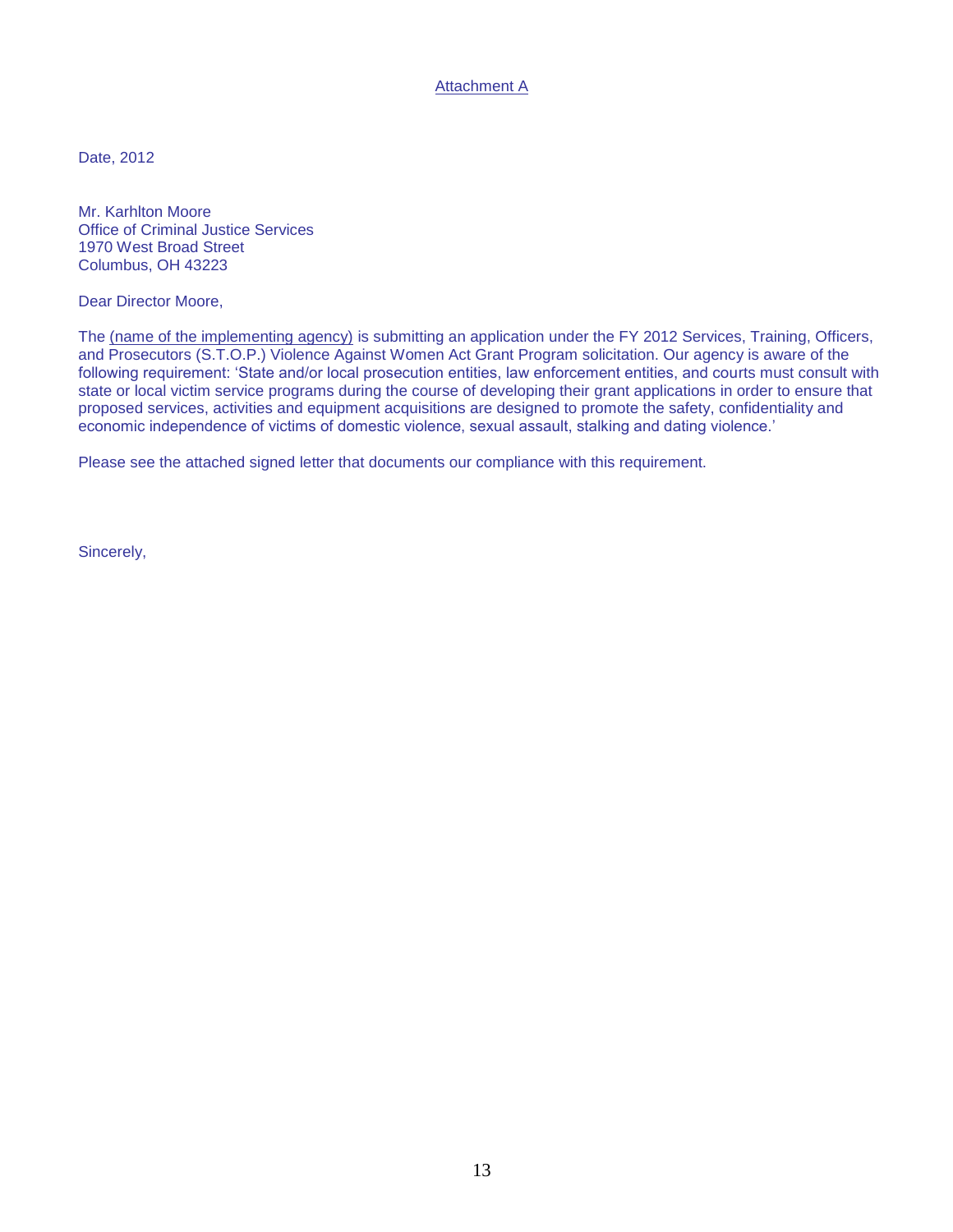Attachment A

Date, 2012

Mr. Karhlton Moore
Office of Criminal Justice Services
1970 West Broad Street
Columbus, OH 43223

Dear Director Moore,

The (name of the implementing agency) is submitting an application under the FY 2012 Services, Training, Officers, and Prosecutors (S.T.O.P.) Violence Against Women Act Grant Program solicitation. Our agency is aware of the following requirement: 'State and/or local prosecution entities, law enforcement entities, and courts must consult with state or local victim service programs during the course of developing their grant applications in order to ensure that proposed services, activities and equipment acquisitions are designed to promote the safety, confidentiality and economic independence of victims of domestic violence, sexual assault, stalking and dating violence.'

Please see the attached signed letter that documents our compliance with this requirement.

Sincerely,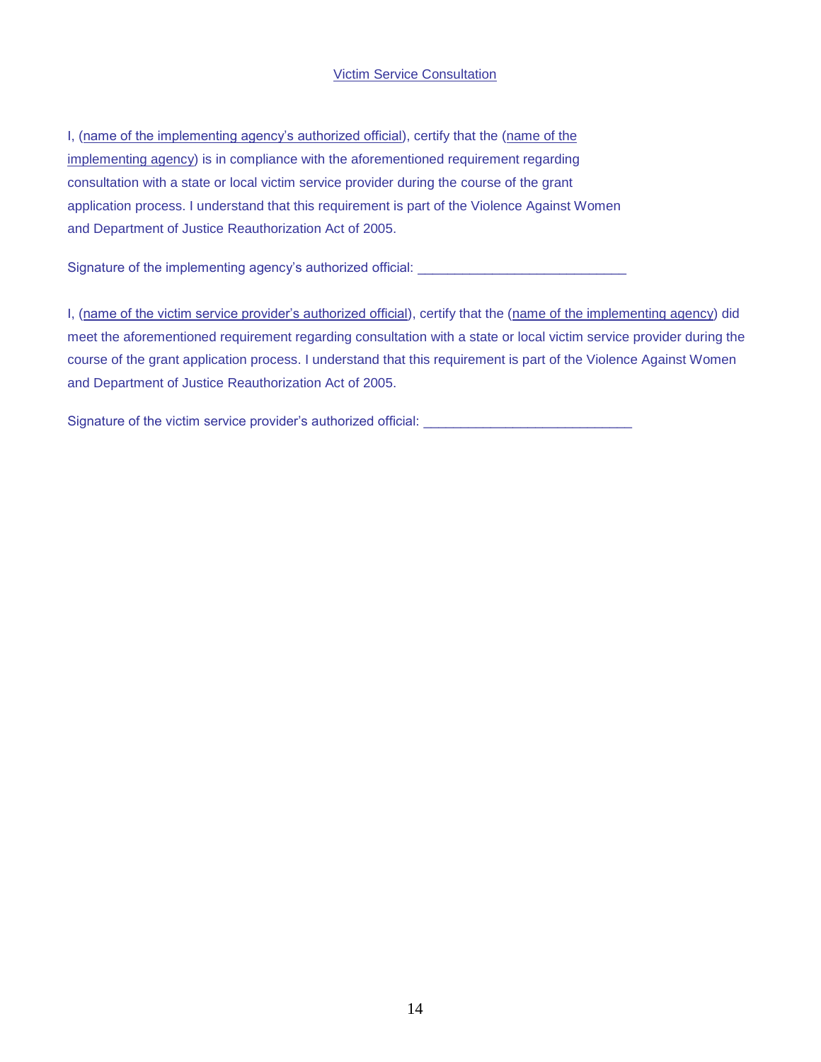Victim Service Consultation

I, (name of the implementing agency's authorized official), certify that the (name of the implementing agency) is in compliance with the aforementioned requirement regarding consultation with a state or local victim service provider during the course of the grant application process. I understand that this requirement is part of the Violence Against Women and Department of Justice Reauthorization Act of 2005.

Signature of the implementing agency's authorized official: ___________________________

I, (name of the victim service provider's authorized official), certify that the (name of the implementing agency) did meet the aforementioned requirement regarding consultation with a state or local victim service provider during the course of the grant application process. I understand that this requirement is part of the Violence Against Women and Department of Justice Reauthorization Act of 2005.

Signature of the victim service provider's authorized official: ___________________________